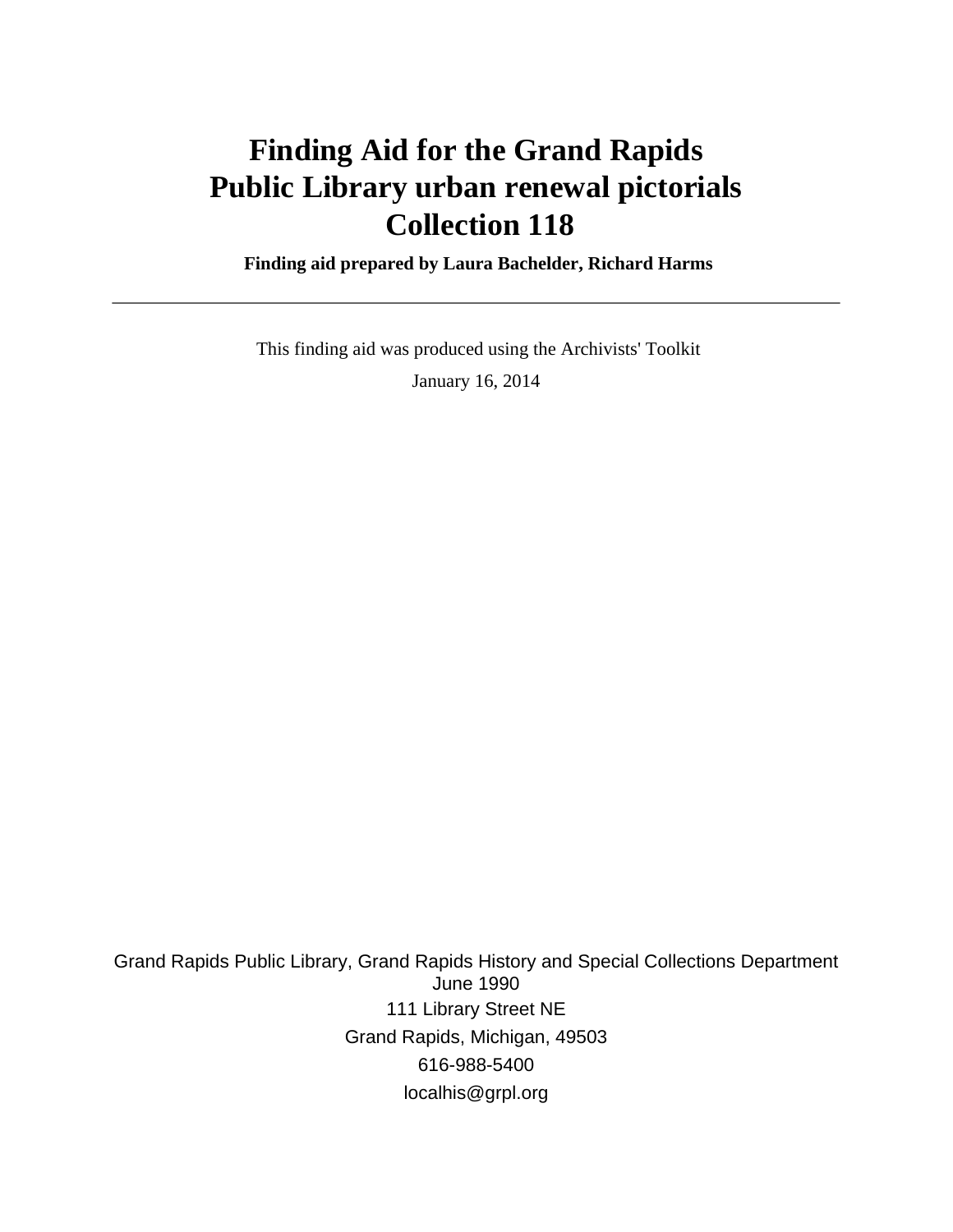# Finding Aid for the Grand Rapids Public Library urban renewal pictorials Collection 118

**Finding aid prepared by Laura Bachelder, Richard Harms**

---

This finding aid was produced using the Archivists' Toolkit

January 16, 2014

Grand Rapids Public Library, Grand Rapids History and Special Collections Department
June 1990
111 Library Street NE
Grand Rapids, Michigan, 49503
616-988-5400
localhis@grpl.org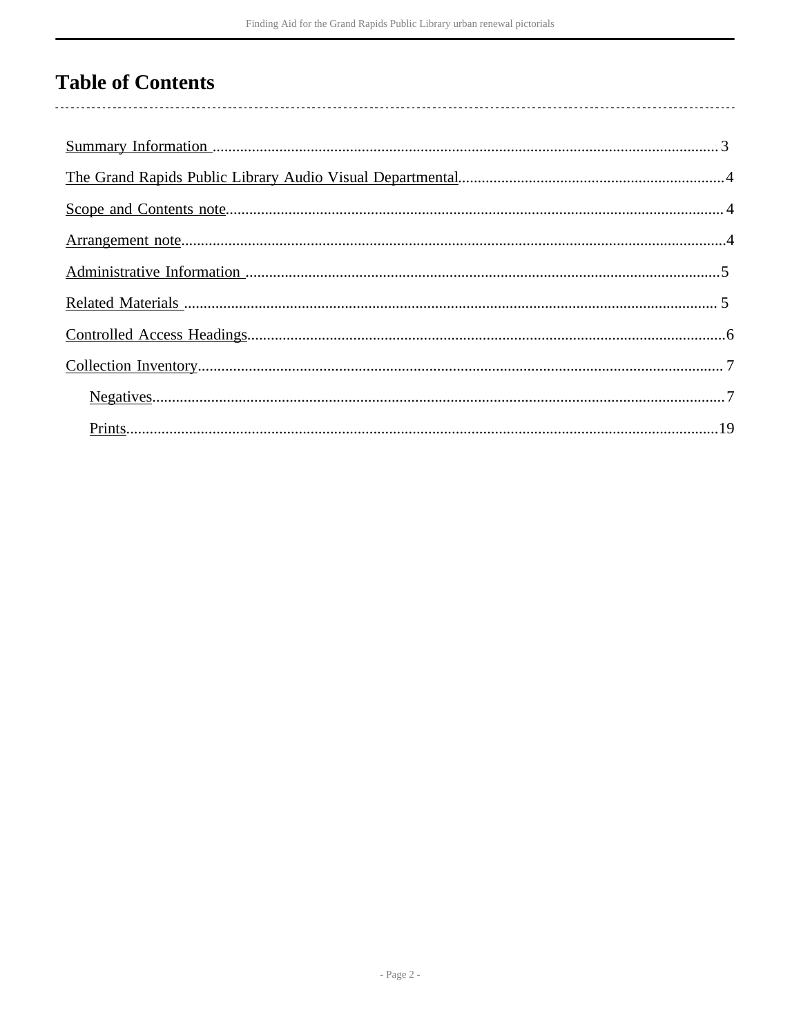# Table of Contents

Summary Information ................................................................................................................................ 3

The Grand Rapids Public Library Audio Visual Departmental.................................................................... 4

Scope and Contents note............................................................................................................................ 4

Arrangement note........................................................................................................................................4

Administrative Information ........................................................................................................................5

Related Materials ....................................................................................................................................... 5

Controlled Access Headings.......................................................................................................................6

Collection Inventory.................................................................................................................................... 7

- Negatives................................................................................................................................................7
- Prints.....................................................................................................................................................19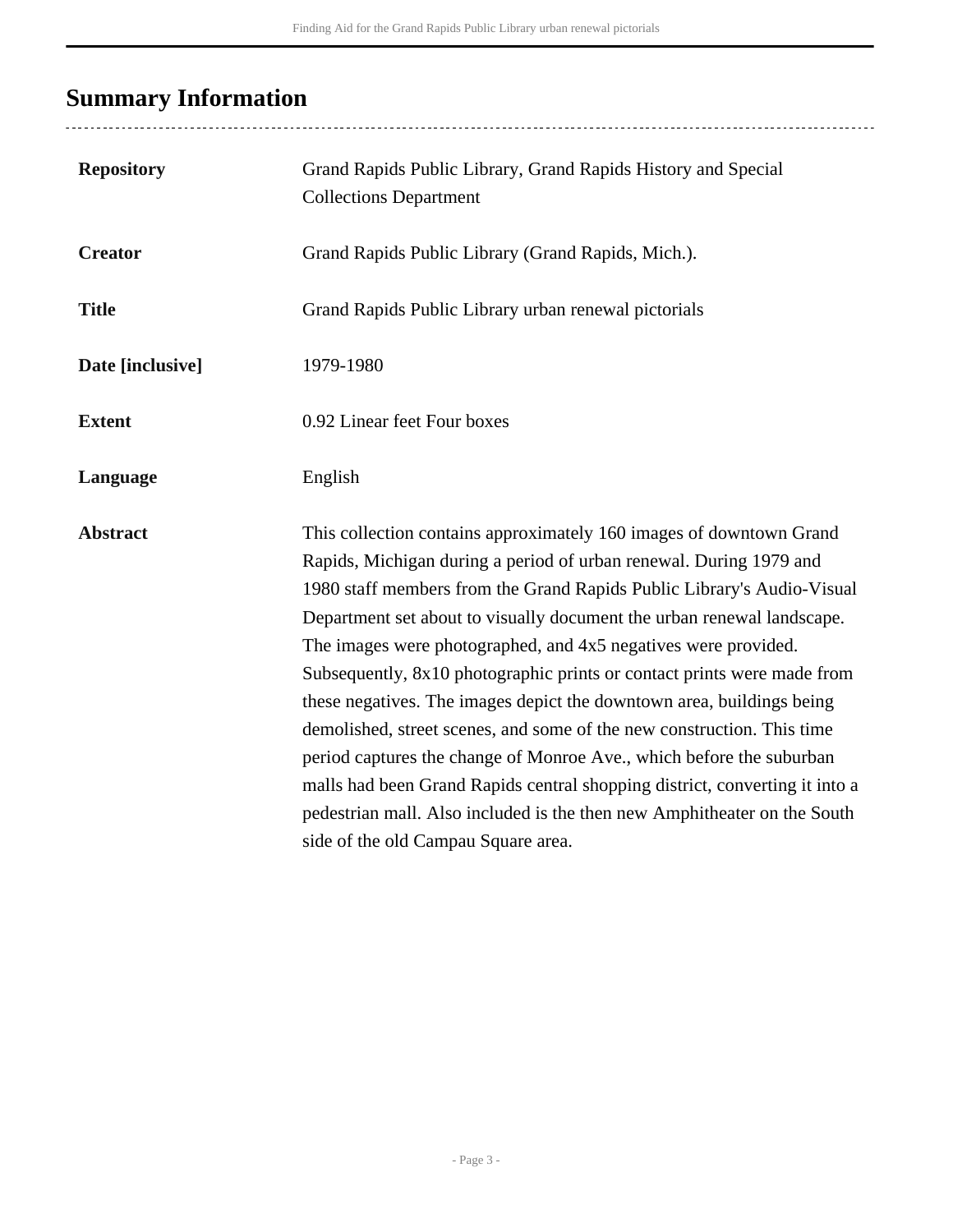## Summary Information

| | |
|---|---|
| **Repository** | Grand Rapids Public Library, Grand Rapids History and Special Collections Department |
| **Creator** | Grand Rapids Public Library (Grand Rapids, Mich.). |
| **Title** | Grand Rapids Public Library urban renewal pictorials |
| **Date [inclusive]** | 1979-1980 |
| **Extent** | 0.92 Linear feet Four boxes |
| **Language** | English |
| **Abstract** | This collection contains approximately 160 images of downtown Grand Rapids, Michigan during a period of urban renewal. During 1979 and 1980 staff members from the Grand Rapids Public Library's Audio-Visual Department set about to visually document the urban renewal landscape. The images were photographed, and 4x5 negatives were provided. Subsequently, 8x10 photographic prints or contact prints were made from these negatives. The images depict the downtown area, buildings being demolished, street scenes, and some of the new construction. This time period captures the change of Monroe Ave., which before the suburban malls had been Grand Rapids central shopping district, converting it into a pedestrian mall. Also included is the then new Amphitheater on the South side of the old Campau Square area. |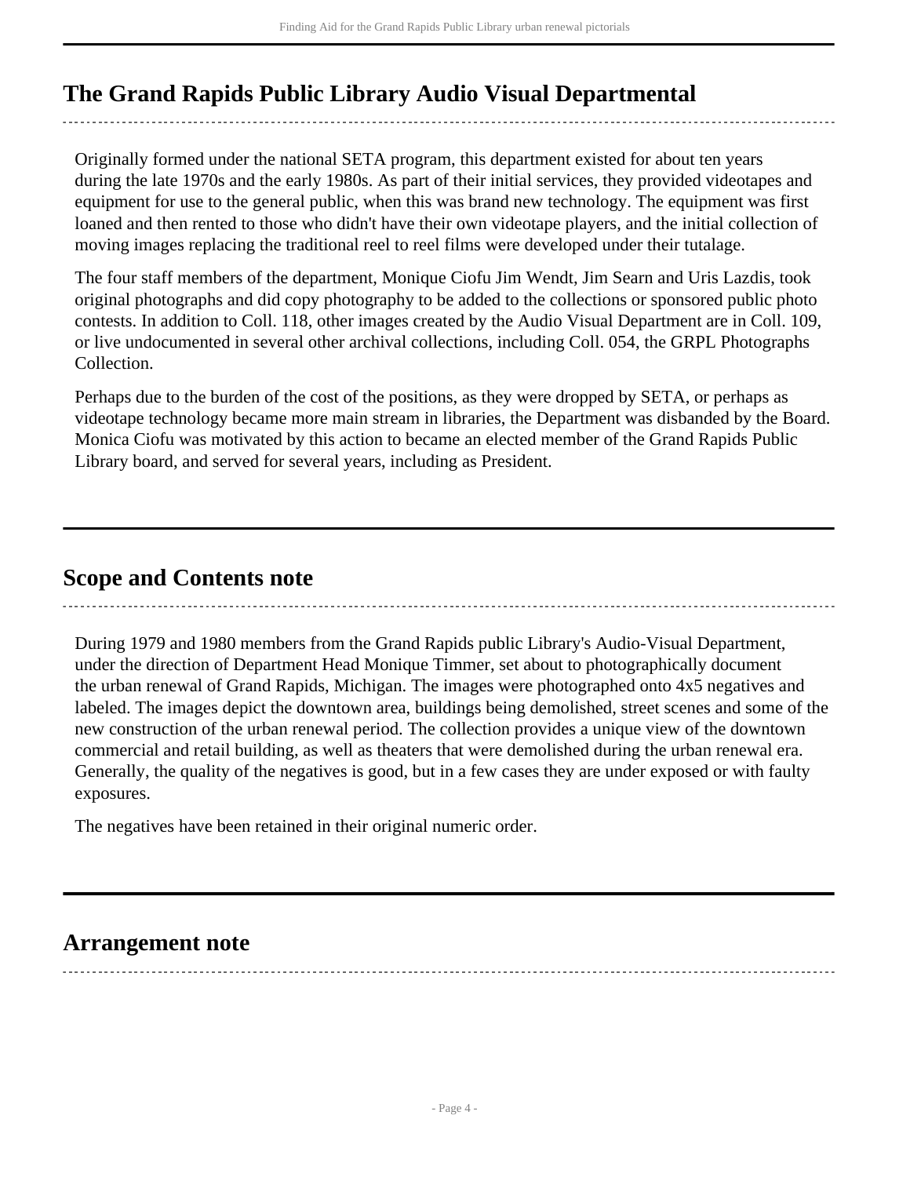## The Grand Rapids Public Library Audio Visual Departmental

Originally formed under the national SETA program, this department existed for about ten years during the late 1970s and the early 1980s. As part of their initial services, they provided videotapes and equipment for use to the general public, when this was brand new technology. The equipment was first loaned and then rented to those who didn't have their own videotape players, and the initial collection of moving images replacing the traditional reel to reel films were developed under their tutalage.

The four staff members of the department, Monique Ciofu Jim Wendt, Jim Searn and Uris Lazdis, took original photographs and did copy photography to be added to the collections or sponsored public photo contests. In addition to Coll. 118, other images created by the Audio Visual Department are in Coll. 109, or live undocumented in several other archival collections, including Coll. 054, the GRPL Photographs Collection.

Perhaps due to the burden of the cost of the positions, as they were dropped by SETA, or perhaps as videotape technology became more main stream in libraries, the Department was disbanded by the Board. Monica Ciofu was motivated by this action to became an elected member of the Grand Rapids Public Library board, and served for several years, including as President.

## Scope and Contents note

During 1979 and 1980 members from the Grand Rapids public Library's Audio-Visual Department, under the direction of Department Head Monique Timmer, set about to photographically document the urban renewal of Grand Rapids, Michigan. The images were photographed onto 4x5 negatives and labeled. The images depict the downtown area, buildings being demolished, street scenes and some of the new construction of the urban renewal period. The collection provides a unique view of the downtown commercial and retail building, as well as theaters that were demolished during the urban renewal era. Generally, the quality of the negatives is good, but in a few cases they are under exposed or with faulty exposures.

The negatives have been retained in their original numeric order.

## Arrangement note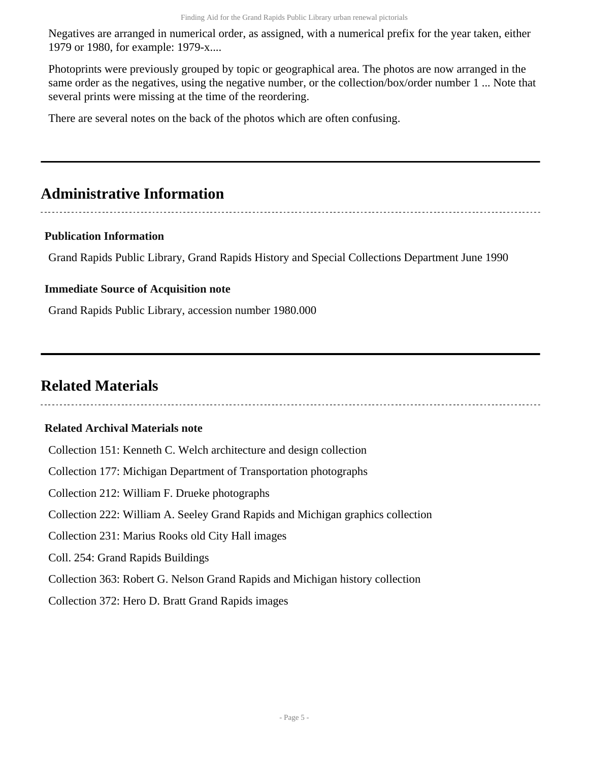Negatives are arranged in numerical order, as assigned, with a numerical prefix for the year taken, either 1979 or 1980, for example: 1979-x....

Photoprints were previously grouped by topic or geographical area. The photos are now arranged in the same order as the negatives, using the negative number, or the collection/box/order number 1 ... Note that several prints were missing at the time of the reordering.

There are several notes on the back of the photos which are often confusing.

## Administrative Information

### Publication Information

Grand Rapids Public Library, Grand Rapids History and Special Collections Department June 1990

### Immediate Source of Acquisition note

Grand Rapids Public Library, accession number 1980.000

## Related Materials

### Related Archival Materials note

Collection 151: Kenneth C. Welch architecture and design collection

Collection 177: Michigan Department of Transportation photographs

Collection 212: William F. Drueke photographs

Collection 222: William A. Seeley Grand Rapids and Michigan graphics collection

Collection 231: Marius Rooks old City Hall images

Coll. 254: Grand Rapids Buildings

Collection 363: Robert G. Nelson Grand Rapids and Michigan history collection

Collection 372: Hero D. Bratt Grand Rapids images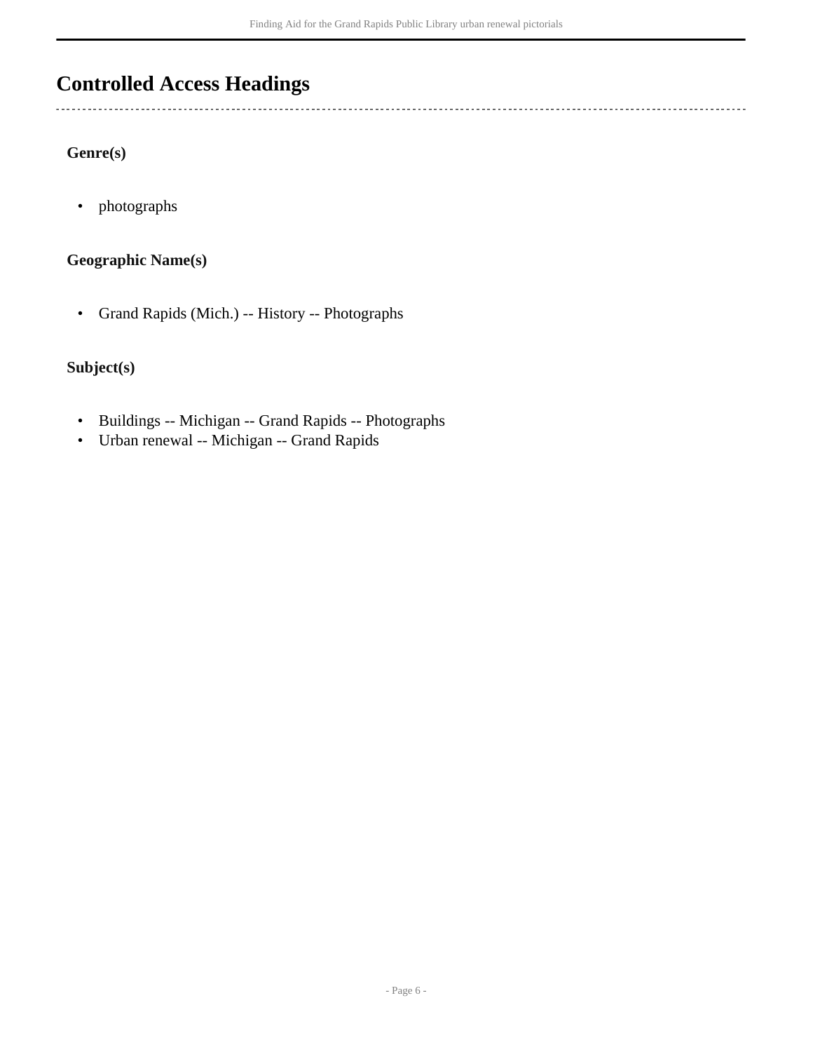# Controlled Access Headings

### Genre(s)

- photographs

### Geographic Name(s)

- Grand Rapids (Mich.) -- History -- Photographs

### Subject(s)

- Buildings -- Michigan -- Grand Rapids -- Photographs
- Urban renewal -- Michigan -- Grand Rapids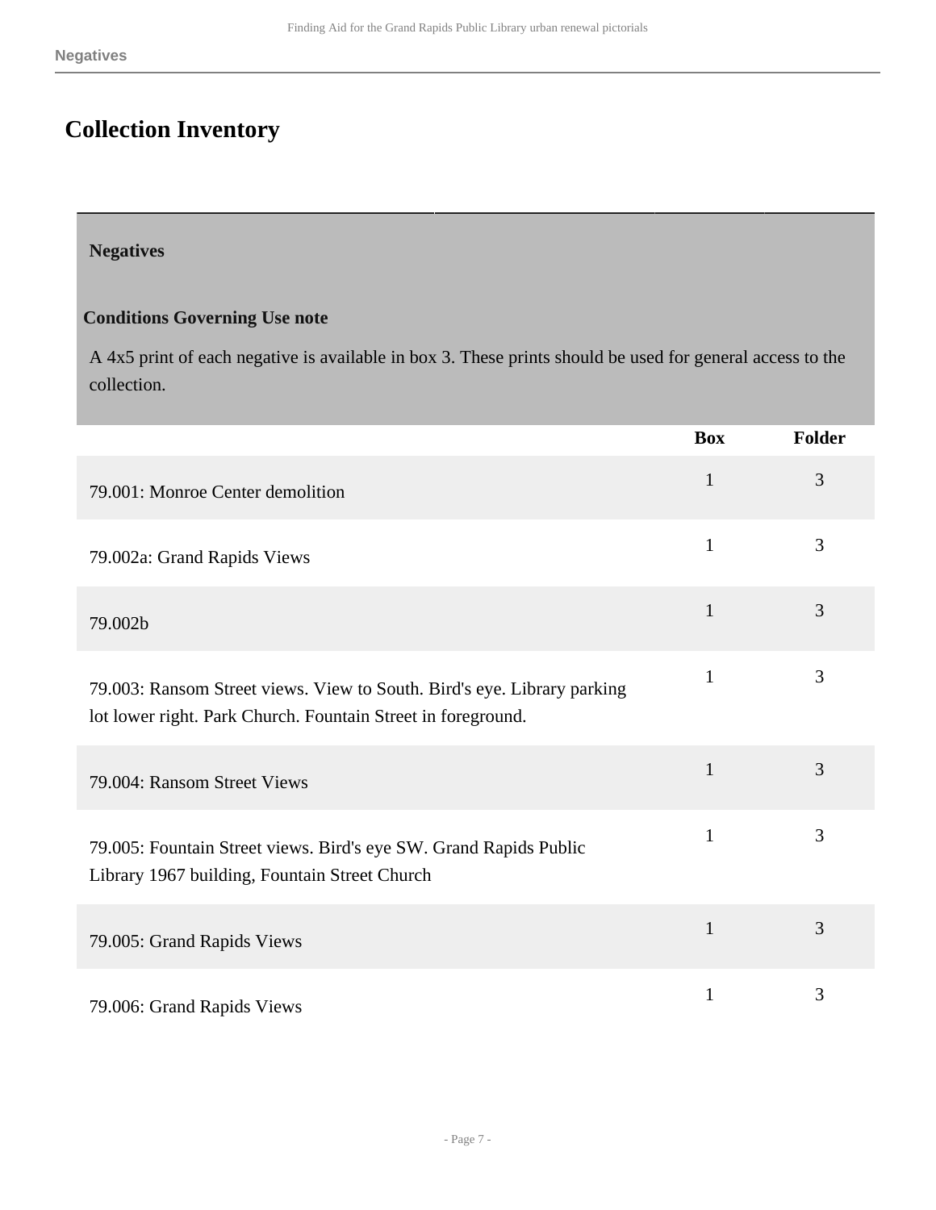## Collection Inventory

### Negatives

**Conditions Governing Use note**

A 4x5 print of each negative is available in box 3. These prints should be used for general access to the collection.

| | Box | Folder |
|---|---|---|
| 79.001: Monroe Center demolition | 1 | 3 |
| 79.002a: Grand Rapids Views | 1 | 3 |
| 79.002b | 1 | 3 |
| 79.003: Ransom Street views. View to South. Bird's eye. Library parking lot lower right. Park Church. Fountain Street in foreground. | 1 | 3 |
| 79.004: Ransom Street Views | 1 | 3 |
| 79.005: Fountain Street views. Bird's eye SW. Grand Rapids Public Library 1967 building, Fountain Street Church | 1 | 3 |
| 79.005: Grand Rapids Views | 1 | 3 |
| 79.006: Grand Rapids Views | 1 | 3 |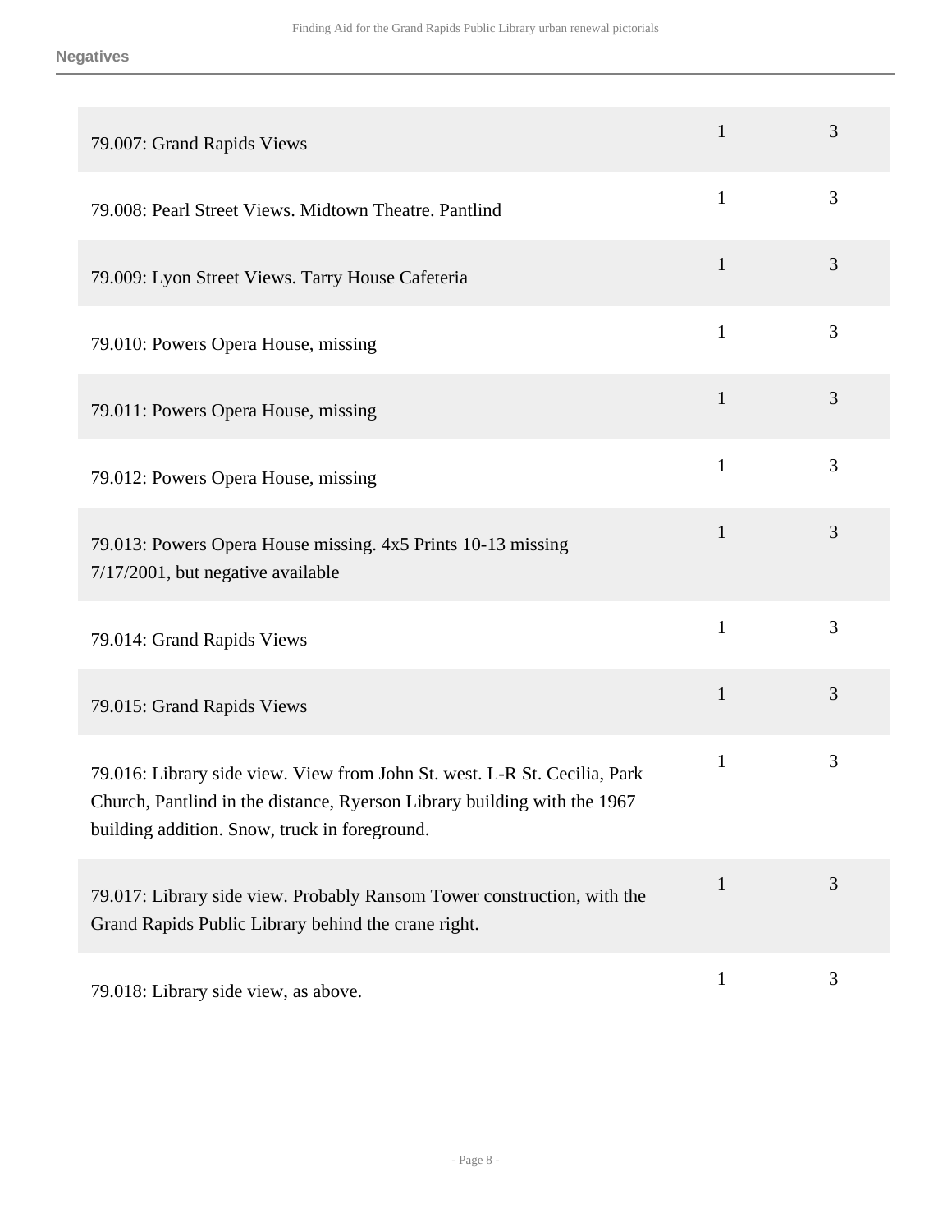**Negatives**

| | | |
|---|---|---|
| 79.007: Grand Rapids Views | 1 | 3 |
| 79.008: Pearl Street Views. Midtown Theatre. Pantlind | 1 | 3 |
| 79.009: Lyon Street Views. Tarry House Cafeteria | 1 | 3 |
| 79.010: Powers Opera House, missing | 1 | 3 |
| 79.011: Powers Opera House, missing | 1 | 3 |
| 79.012: Powers Opera House, missing | 1 | 3 |
| 79.013: Powers Opera House missing. 4x5 Prints 10-13 missing 7/17/2001, but negative available | 1 | 3 |
| 79.014: Grand Rapids Views | 1 | 3 |
| 79.015: Grand Rapids Views | 1 | 3 |
| 79.016: Library side view. View from John St. west. L-R St. Cecilia, Park Church, Pantlind in the distance, Ryerson Library building with the 1967 building addition. Snow, truck in foreground. | 1 | 3 |
| 79.017: Library side view. Probably Ransom Tower construction, with the Grand Rapids Public Library behind the crane right. | 1 | 3 |
| 79.018: Library side view, as above. | 1 | 3 |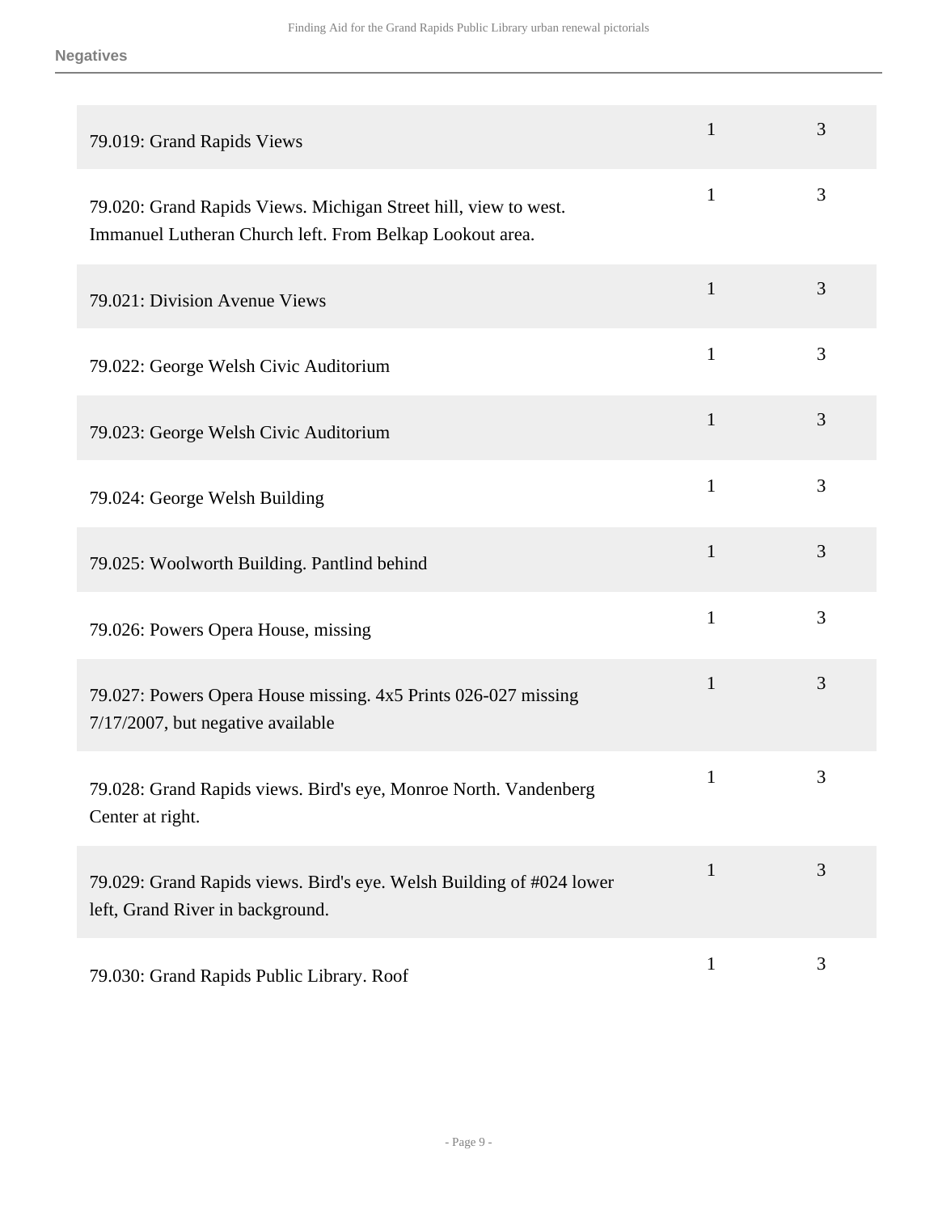**Negatives**

| | | |
|---|---|---|
| 79.019: Grand Rapids Views | 1 | 3 |
| 79.020: Grand Rapids Views. Michigan Street hill, view to west. Immanuel Lutheran Church left. From Belkap Lookout area. | 1 | 3 |
| 79.021: Division Avenue Views | 1 | 3 |
| 79.022: George Welsh Civic Auditorium | 1 | 3 |
| 79.023: George Welsh Civic Auditorium | 1 | 3 |
| 79.024: George Welsh Building | 1 | 3 |
| 79.025: Woolworth Building. Pantlind behind | 1 | 3 |
| 79.026: Powers Opera House, missing | 1 | 3 |
| 79.027: Powers Opera House missing. 4x5 Prints 026-027 missing 7/17/2007, but negative available | 1 | 3 |
| 79.028: Grand Rapids views. Bird's eye, Monroe North. Vandenberg Center at right. | 1 | 3 |
| 79.029: Grand Rapids views. Bird's eye. Welsh Building of #024 lower left, Grand River in background. | 1 | 3 |
| 79.030: Grand Rapids Public Library. Roof | 1 | 3 |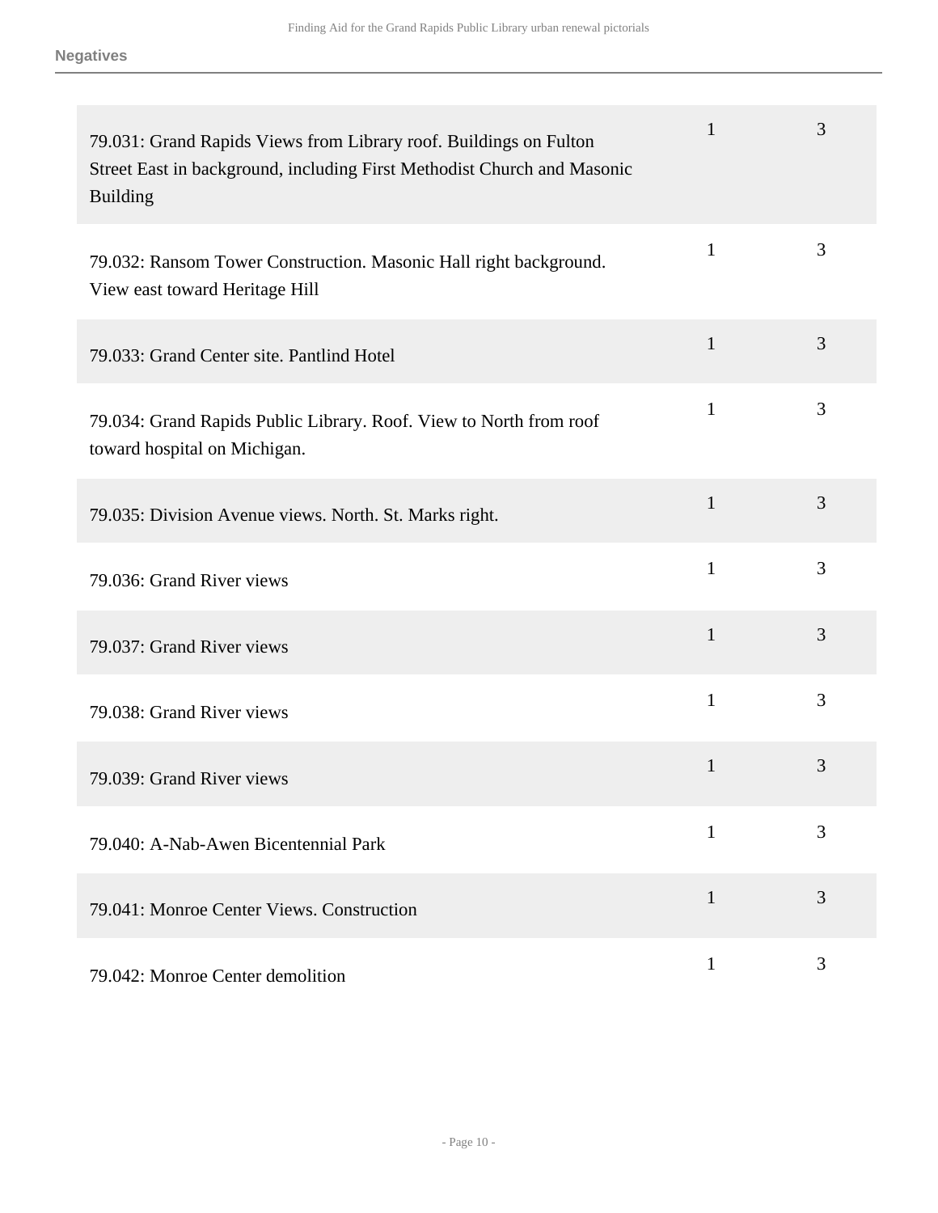**Negatives**

| | | |
|---|---|---|
| 79.031: Grand Rapids Views from Library roof. Buildings on Fulton Street East in background, including First Methodist Church and Masonic Building | 1 | 3 |
| 79.032: Ransom Tower Construction. Masonic Hall right background. View east toward Heritage Hill | 1 | 3 |
| 79.033: Grand Center site. Pantlind Hotel | 1 | 3 |
| 79.034: Grand Rapids Public Library. Roof. View to North from roof toward hospital on Michigan. | 1 | 3 |
| 79.035: Division Avenue views. North. St. Marks right. | 1 | 3 |
| 79.036: Grand River views | 1 | 3 |
| 79.037: Grand River views | 1 | 3 |
| 79.038: Grand River views | 1 | 3 |
| 79.039: Grand River views | 1 | 3 |
| 79.040: A-Nab-Awen Bicentennial Park | 1 | 3 |
| 79.041: Monroe Center Views. Construction | 1 | 3 |
| 79.042: Monroe Center demolition | 1 | 3 |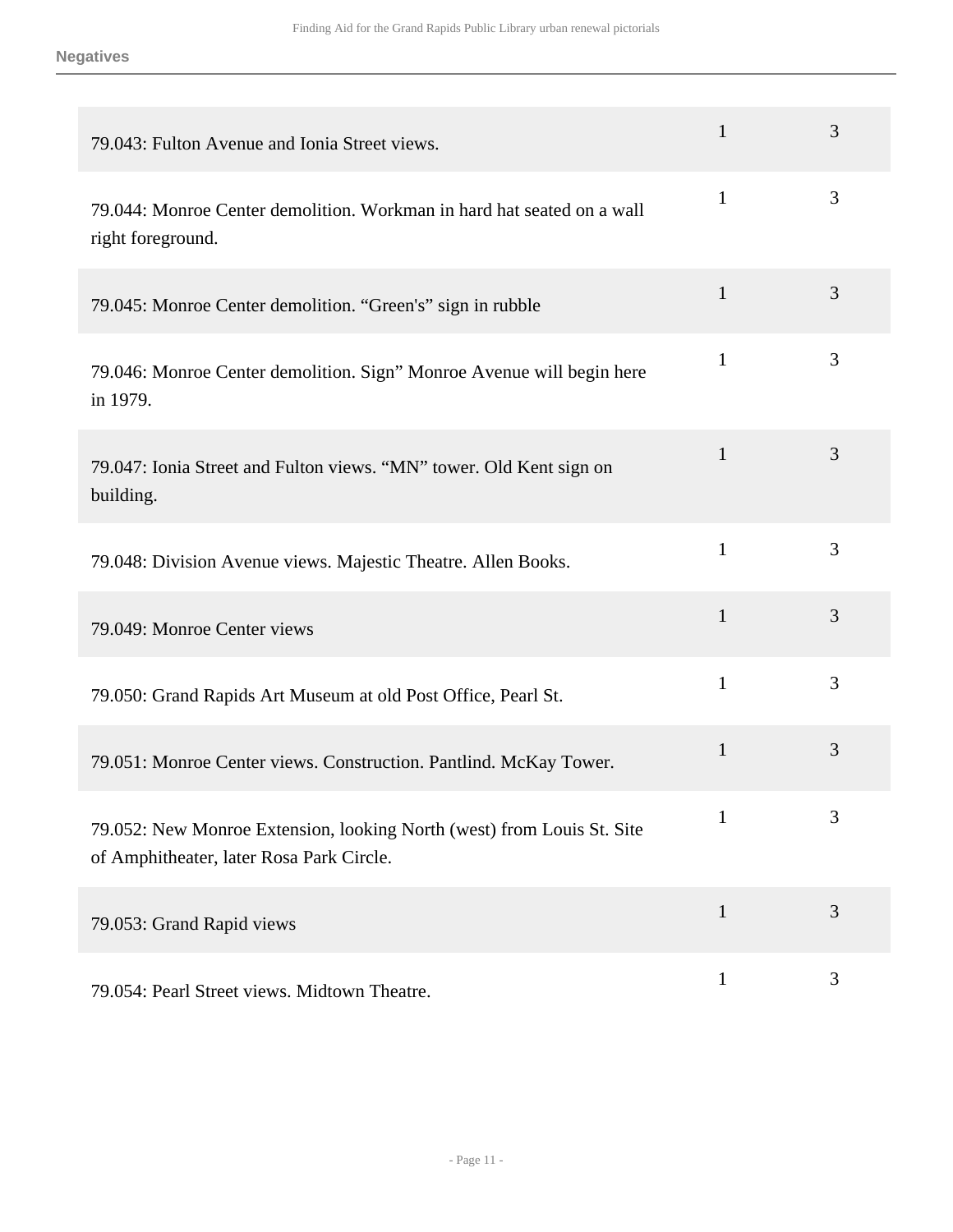**Negatives**

| | | |
|---|---|---|
| 79.043: Fulton Avenue and Ionia Street views. | 1 | 3 |
| 79.044: Monroe Center demolition. Workman in hard hat seated on a wall right foreground. | 1 | 3 |
| 79.045: Monroe Center demolition. “Green's” sign in rubble | 1 | 3 |
| 79.046: Monroe Center demolition. Sign” Monroe Avenue will begin here in 1979. | 1 | 3 |
| 79.047: Ionia Street and Fulton views. “MN” tower. Old Kent sign on building. | 1 | 3 |
| 79.048: Division Avenue views. Majestic Theatre. Allen Books. | 1 | 3 |
| 79.049: Monroe Center views | 1 | 3 |
| 79.050: Grand Rapids Art Museum at old Post Office, Pearl St. | 1 | 3 |
| 79.051: Monroe Center views. Construction. Pantlind. McKay Tower. | 1 | 3 |
| 79.052: New Monroe Extension, looking North (west) from Louis St. Site of Amphitheater, later Rosa Park Circle. | 1 | 3 |
| 79.053: Grand Rapid views | 1 | 3 |
| 79.054: Pearl Street views. Midtown Theatre. | 1 | 3 |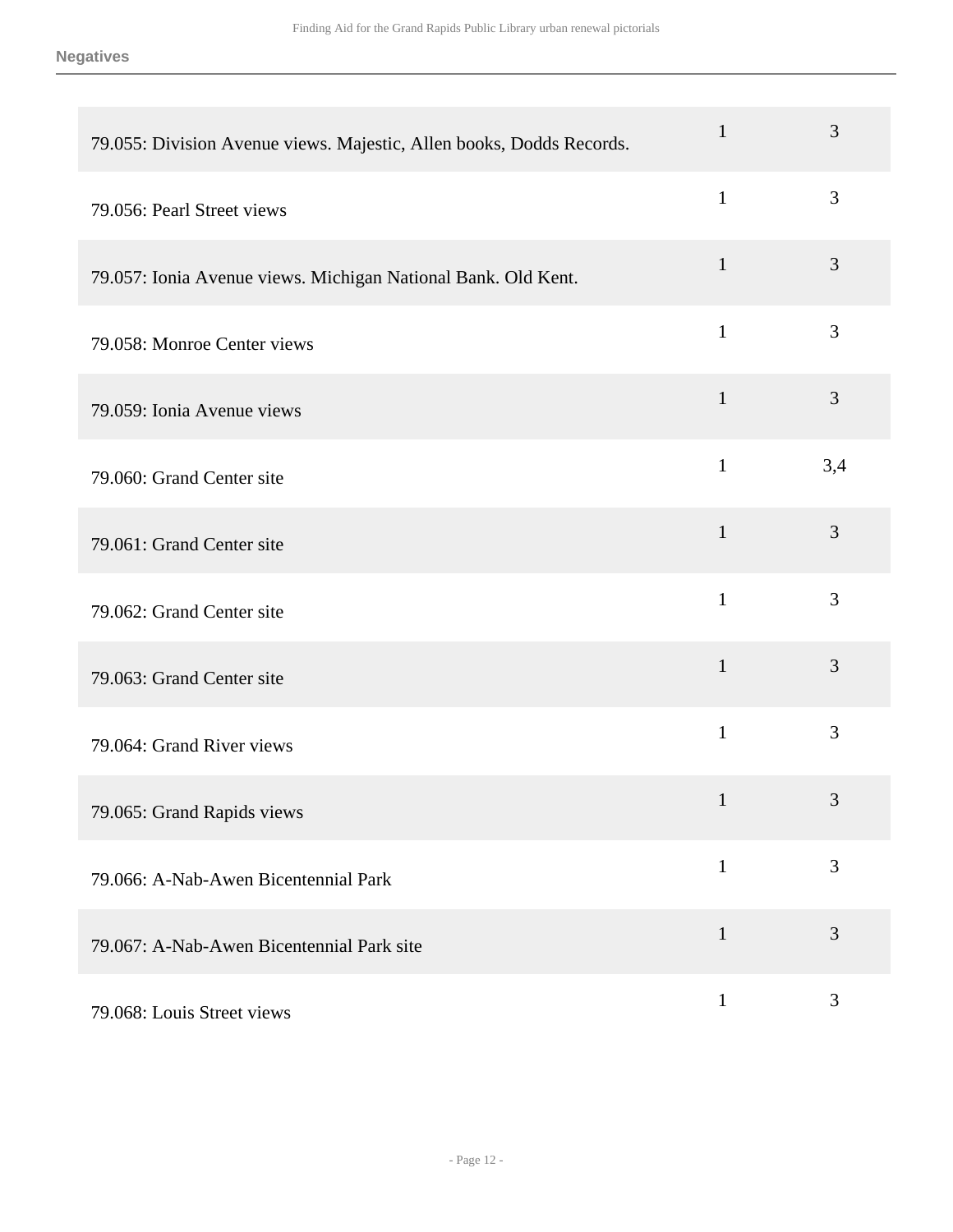## Negatives

| | | |
|---|---|---|
| 79.055: Division Avenue views. Majestic, Allen books, Dodds Records. | 1 | 3 |
| 79.056: Pearl Street views | 1 | 3 |
| 79.057: Ionia Avenue views. Michigan National Bank. Old Kent. | 1 | 3 |
| 79.058: Monroe Center views | 1 | 3 |
| 79.059: Ionia Avenue views | 1 | 3 |
| 79.060: Grand Center site | 1 | 3,4 |
| 79.061: Grand Center site | 1 | 3 |
| 79.062: Grand Center site | 1 | 3 |
| 79.063: Grand Center site | 1 | 3 |
| 79.064: Grand River views | 1 | 3 |
| 79.065: Grand Rapids views | 1 | 3 |
| 79.066: A-Nab-Awen Bicentennial Park | 1 | 3 |
| 79.067: A-Nab-Awen Bicentennial Park site | 1 | 3 |
| 79.068: Louis Street views | 1 | 3 |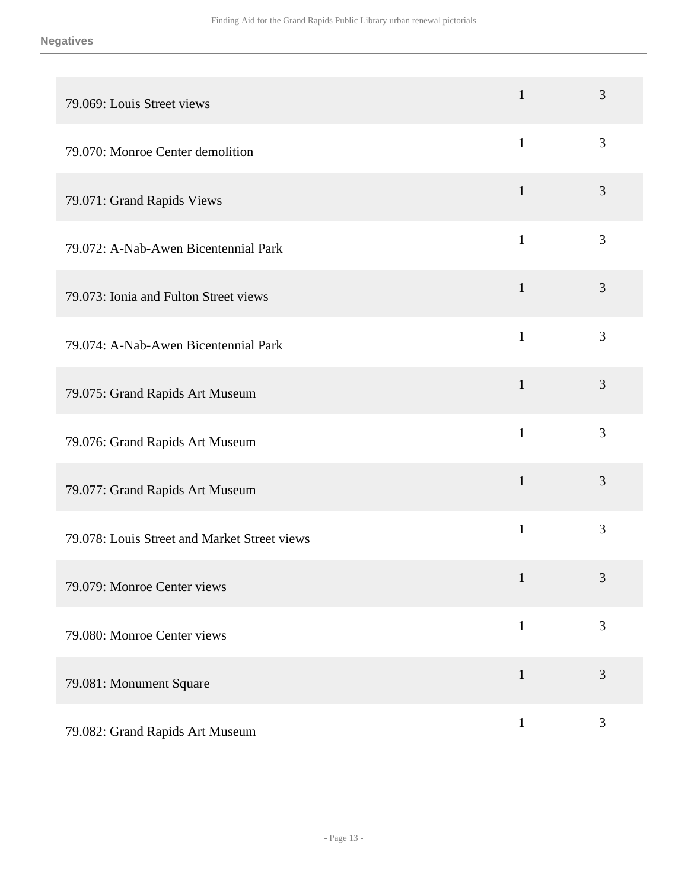**Negatives**

| | | |
|---|---|---|
| 79.069: Louis Street views | 1 | 3 |
| 79.070: Monroe Center demolition | 1 | 3 |
| 79.071: Grand Rapids Views | 1 | 3 |
| 79.072: A-Nab-Awen Bicentennial Park | 1 | 3 |
| 79.073: Ionia and Fulton Street views | 1 | 3 |
| 79.074: A-Nab-Awen Bicentennial Park | 1 | 3 |
| 79.075: Grand Rapids Art Museum | 1 | 3 |
| 79.076: Grand Rapids Art Museum | 1 | 3 |
| 79.077: Grand Rapids Art Museum | 1 | 3 |
| 79.078: Louis Street and Market Street views | 1 | 3 |
| 79.079: Monroe Center views | 1 | 3 |
| 79.080: Monroe Center views | 1 | 3 |
| 79.081: Monument Square | 1 | 3 |
| 79.082: Grand Rapids Art Museum | 1 | 3 |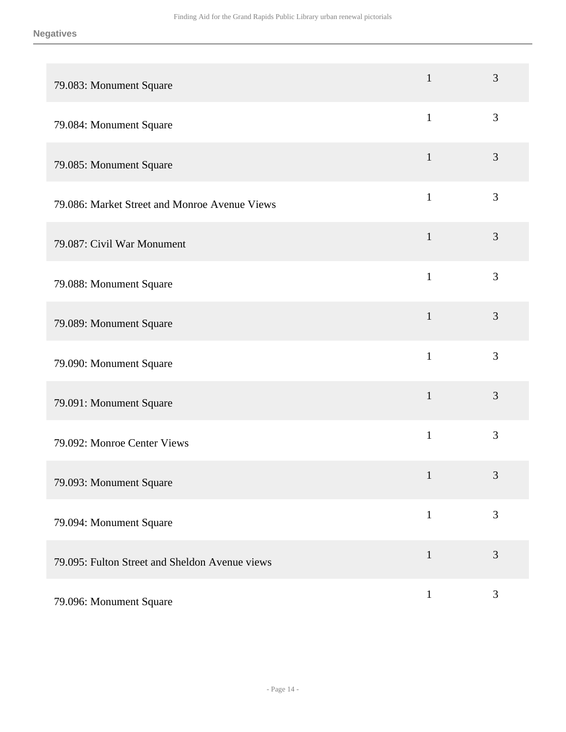**Negatives**

| | | |
|---|---|---|
| 79.083: Monument Square | 1 | 3 |
| 79.084: Monument Square | 1 | 3 |
| 79.085: Monument Square | 1 | 3 |
| 79.086: Market Street and Monroe Avenue Views | 1 | 3 |
| 79.087: Civil War Monument | 1 | 3 |
| 79.088: Monument Square | 1 | 3 |
| 79.089: Monument Square | 1 | 3 |
| 79.090: Monument Square | 1 | 3 |
| 79.091: Monument Square | 1 | 3 |
| 79.092: Monroe Center Views | 1 | 3 |
| 79.093: Monument Square | 1 | 3 |
| 79.094: Monument Square | 1 | 3 |
| 79.095: Fulton Street and Sheldon Avenue views | 1 | 3 |
| 79.096: Monument Square | 1 | 3 |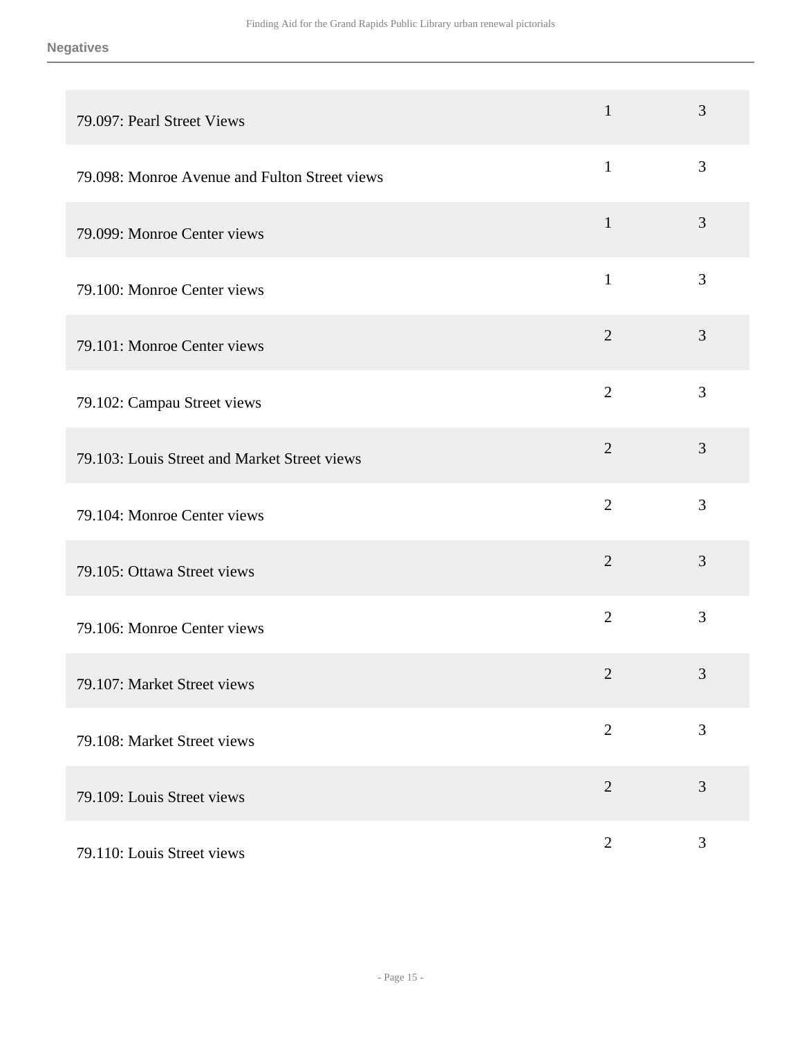**Negatives**

| | | |
|---|---|---|
| 79.097: Pearl Street Views | 1 | 3 |
| 79.098: Monroe Avenue and Fulton Street views | 1 | 3 |
| 79.099: Monroe Center views | 1 | 3 |
| 79.100: Monroe Center views | 1 | 3 |
| 79.101: Monroe Center views | 2 | 3 |
| 79.102: Campau Street views | 2 | 3 |
| 79.103: Louis Street and Market Street views | 2 | 3 |
| 79.104: Monroe Center views | 2 | 3 |
| 79.105: Ottawa Street views | 2 | 3 |
| 79.106: Monroe Center views | 2 | 3 |
| 79.107: Market Street views | 2 | 3 |
| 79.108: Market Street views | 2 | 3 |
| 79.109: Louis Street views | 2 | 3 |
| 79.110: Louis Street views | 2 | 3 |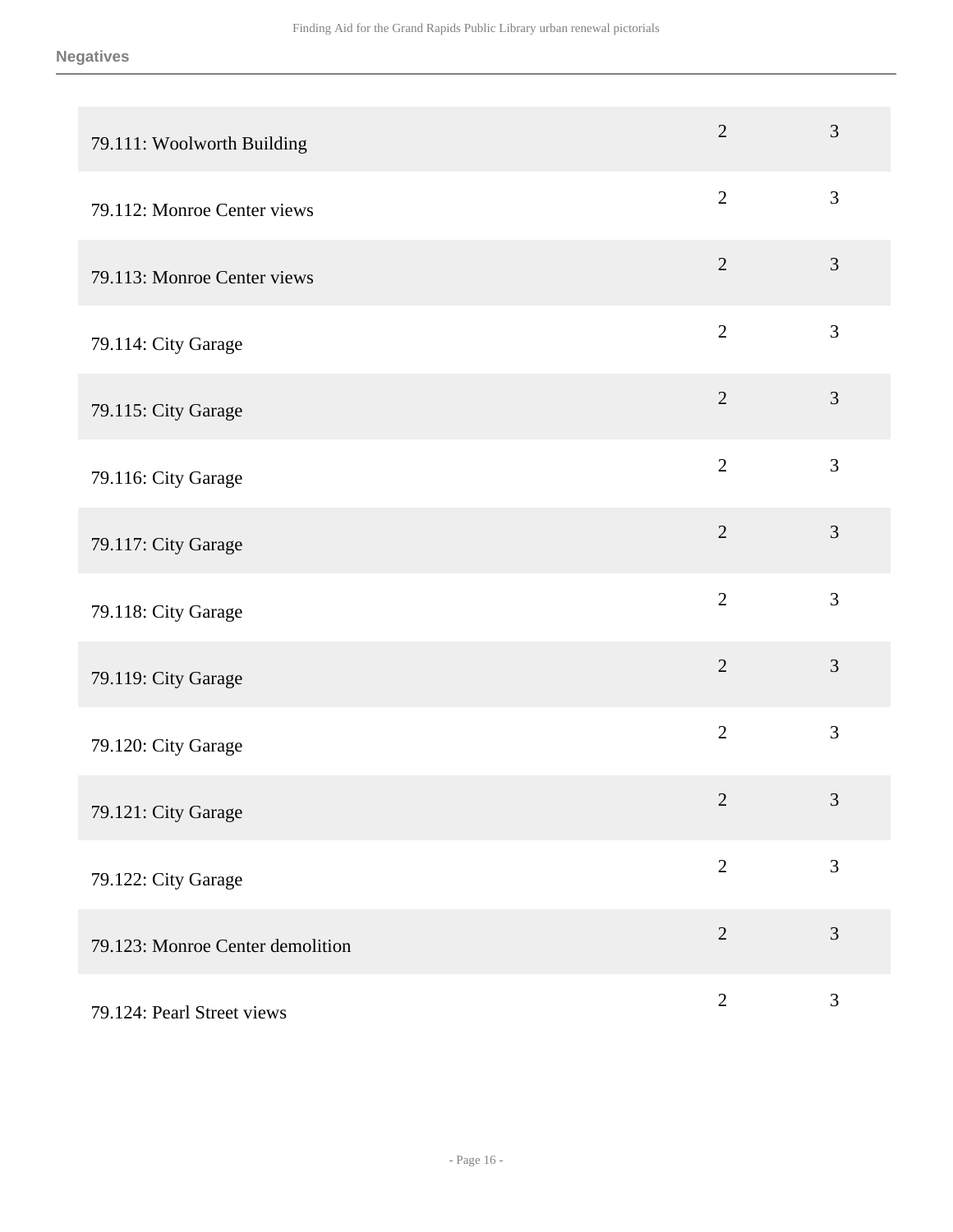**Negatives**

| | | |
|---|---|---|
| 79.111: Woolworth Building | 2 | 3 |
| 79.112: Monroe Center views | 2 | 3 |
| 79.113: Monroe Center views | 2 | 3 |
| 79.114: City Garage | 2 | 3 |
| 79.115: City Garage | 2 | 3 |
| 79.116: City Garage | 2 | 3 |
| 79.117: City Garage | 2 | 3 |
| 79.118: City Garage | 2 | 3 |
| 79.119: City Garage | 2 | 3 |
| 79.120: City Garage | 2 | 3 |
| 79.121: City Garage | 2 | 3 |
| 79.122: City Garage | 2 | 3 |
| 79.123: Monroe Center demolition | 2 | 3 |
| 79.124: Pearl Street views | 2 | 3 |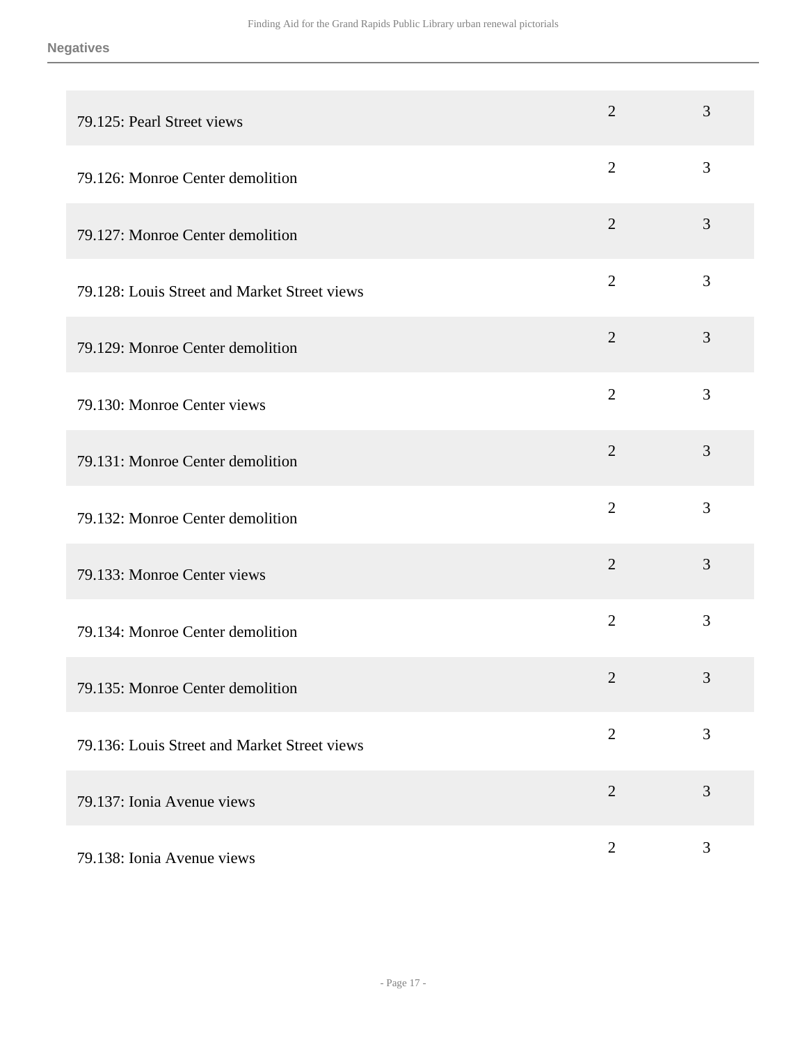**Negatives**

| | | |
|---|---|---|
| 79.125: Pearl Street views | 2 | 3 |
| 79.126: Monroe Center demolition | 2 | 3 |
| 79.127: Monroe Center demolition | 2 | 3 |
| 79.128: Louis Street and Market Street views | 2 | 3 |
| 79.129: Monroe Center demolition | 2 | 3 |
| 79.130: Monroe Center views | 2 | 3 |
| 79.131: Monroe Center demolition | 2 | 3 |
| 79.132: Monroe Center demolition | 2 | 3 |
| 79.133: Monroe Center views | 2 | 3 |
| 79.134: Monroe Center demolition | 2 | 3 |
| 79.135: Monroe Center demolition | 2 | 3 |
| 79.136: Louis Street and Market Street views | 2 | 3 |
| 79.137: Ionia Avenue views | 2 | 3 |
| 79.138: Ionia Avenue views | 2 | 3 |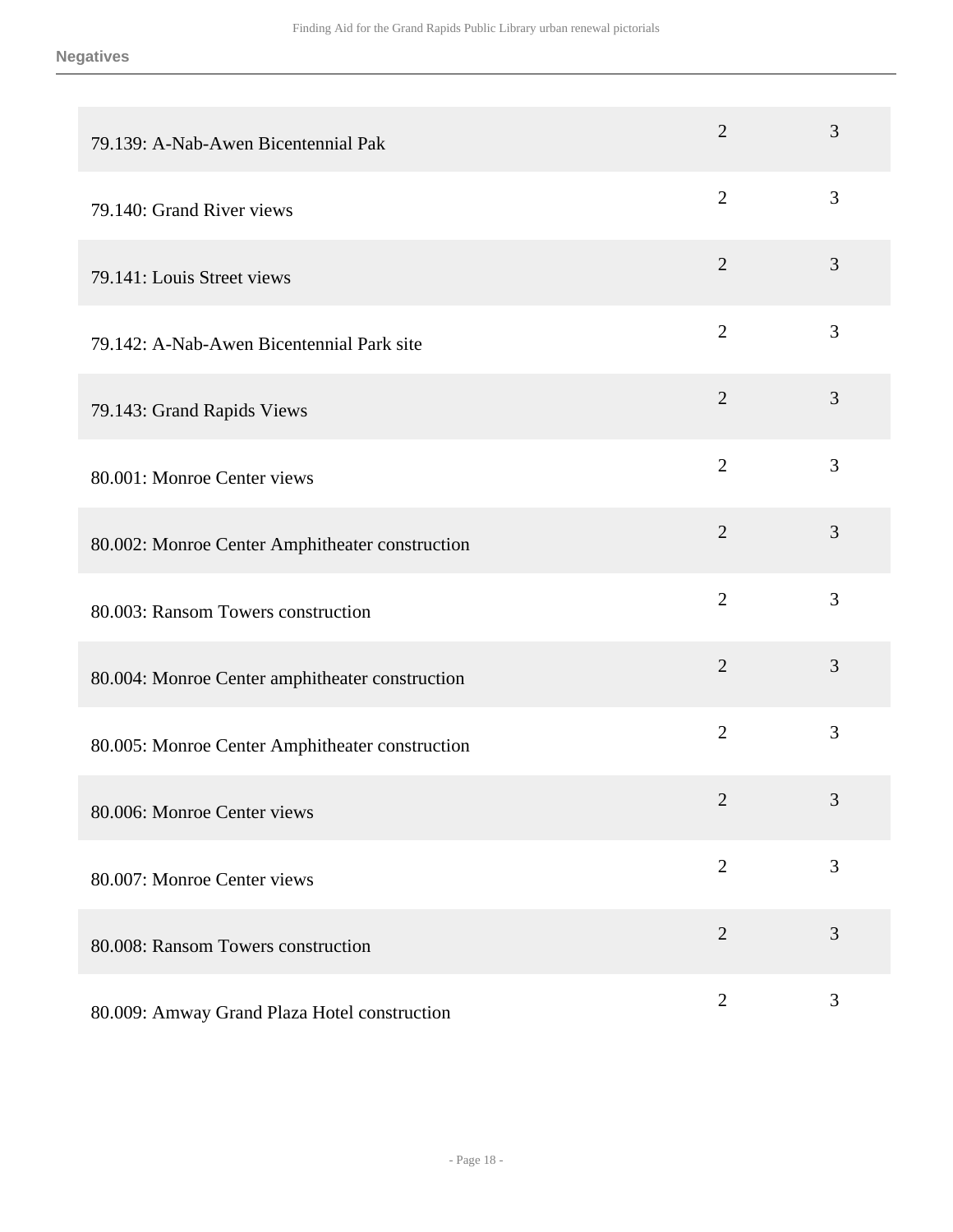**Negatives**

| | | |
|---|---|---|
| 79.139: A-Nab-Awen Bicentennial Pak | 2 | 3 |
| 79.140: Grand River views | 2 | 3 |
| 79.141: Louis Street views | 2 | 3 |
| 79.142: A-Nab-Awen Bicentennial Park site | 2 | 3 |
| 79.143: Grand Rapids Views | 2 | 3 |
| 80.001: Monroe Center views | 2 | 3 |
| 80.002: Monroe Center Amphitheater construction | 2 | 3 |
| 80.003: Ransom Towers construction | 2 | 3 |
| 80.004: Monroe Center amphitheater construction | 2 | 3 |
| 80.005: Monroe Center Amphitheater construction | 2 | 3 |
| 80.006: Monroe Center views | 2 | 3 |
| 80.007: Monroe Center views | 2 | 3 |
| 80.008: Ransom Towers construction | 2 | 3 |
| 80.009: Amway Grand Plaza Hotel construction | 2 | 3 |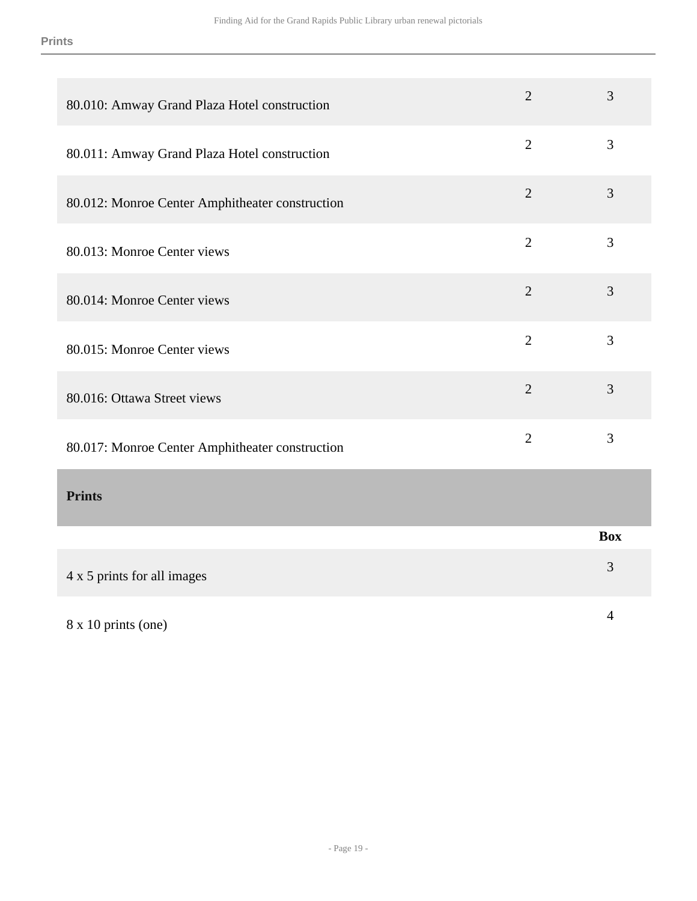| | | |
|---|---|---|
| 80.010: Amway Grand Plaza Hotel construction | 2 | 3 |
| 80.011: Amway Grand Plaza Hotel construction | 2 | 3 |
| 80.012: Monroe Center Amphitheater construction | 2 | 3 |
| 80.013: Monroe Center views | 2 | 3 |
| 80.014: Monroe Center views | 2 | 3 |
| 80.015: Monroe Center views | 2 | 3 |
| 80.016: Ottawa Street views | 2 | 3 |
| 80.017: Monroe Center Amphitheater construction | 2 | 3 |

## Prints

| | Box |
|---|---|
| 4 x 5 prints for all images | 3 |
| 8 x 10 prints (one) | 4 |